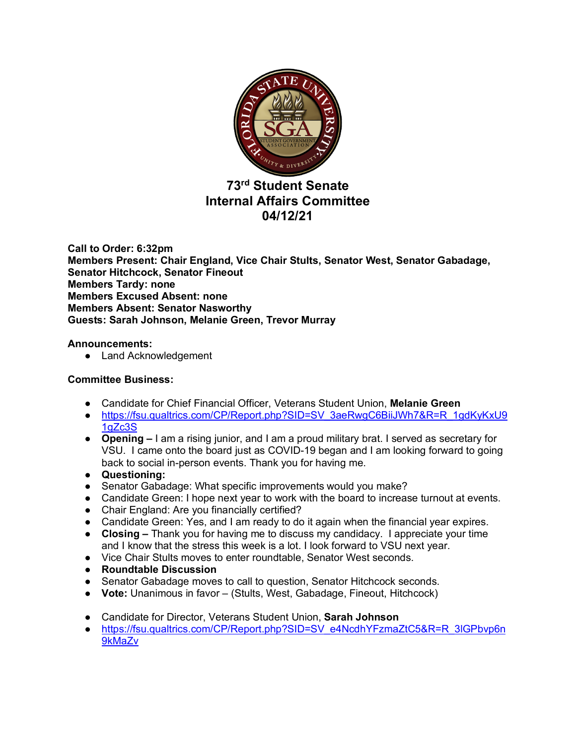# 73rd Student Senate
# Internal Affairs Committee
# 04/12/21

**Call to Order: 6:32pm**
**Members Present: Chair England, Vice Chair Stults, Senator West, Senator Gabadage, Senator Hitchcock, Senator Fineout**
**Members Tardy: none**
**Members Excused Absent: none**
**Members Absent: Senator Nasworthy**
**Guests: Sarah Johnson, Melanie Green, Trevor Murray**

**Announcements:**

- Land Acknowledgement

**Committee Business:**

- Candidate for Chief Financial Officer, Veterans Student Union, **Melanie Green**
- https://fsu.qualtrics.com/CP/Report.php?SID=SV_3aeRwgC6BiiJWh7&R=R_1gdKyKxU91gZc3S
- **Opening –** I am a rising junior, and I am a proud military brat. I served as secretary for VSU. I came onto the board just as COVID-19 began and I am looking forward to going back to social in-person events. Thank you for having me.
- **Questioning:**
- Senator Gabadage: What specific improvements would you make?
- Candidate Green: I hope next year to work with the board to increase turnout at events.
- Chair England: Are you financially certified?
- Candidate Green: Yes, and I am ready to do it again when the financial year expires.
- **Closing –** Thank you for having me to discuss my candidacy. I appreciate your time and I know that the stress this week is a lot. I look forward to VSU next year.
- Vice Chair Stults moves to enter roundtable, Senator West seconds.
- **Roundtable Discussion**
- Senator Gabadage moves to call to question, Senator Hitchcock seconds.
- **Vote:** Unanimous in favor – (Stults, West, Gabadage, Fineout, Hitchcock)

- Candidate for Director, Veterans Student Union, **Sarah Johnson**
- https://fsu.qualtrics.com/CP/Report.php?SID=SV_e4NcdhYFzmaZtC5&R=R_3lGPbvp6n9kMaZv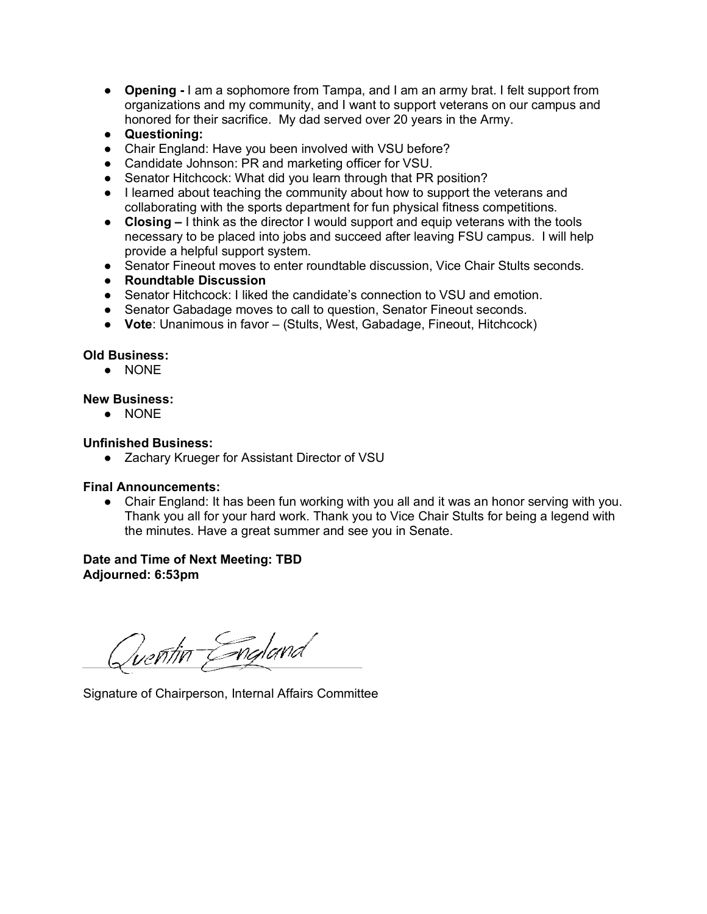- **Opening -** I am a sophomore from Tampa, and I am an army brat. I felt support from organizations and my community, and I want to support veterans on our campus and honored for their sacrifice. My dad served over 20 years in the Army.
- **Questioning:**
- Chair England: Have you been involved with VSU before?
- Candidate Johnson: PR and marketing officer for VSU.
- Senator Hitchcock: What did you learn through that PR position?
- I learned about teaching the community about how to support the veterans and collaborating with the sports department for fun physical fitness competitions.
- **Closing –** I think as the director I would support and equip veterans with the tools necessary to be placed into jobs and succeed after leaving FSU campus. I will help provide a helpful support system.
- Senator Fineout moves to enter roundtable discussion, Vice Chair Stults seconds.
- **Roundtable Discussion**
- Senator Hitchcock: I liked the candidate's connection to VSU and emotion.
- Senator Gabadage moves to call to question, Senator Fineout seconds.
- **Vote**: Unanimous in favor – (Stults, West, Gabadage, Fineout, Hitchcock)

**Old Business:**

- NONE

**New Business:**

- NONE

**Unfinished Business:**

- Zachary Krueger for Assistant Director of VSU

**Final Announcements:**

- Chair England: It has been fun working with you all and it was an honor serving with you. Thank you all for your hard work. Thank you to Vice Chair Stults for being a legend with the minutes. Have a great summer and see you in Senate.

**Date and Time of Next Meeting: TBD**
**Adjourned: 6:53pm**

Quentin England

Signature of Chairperson, Internal Affairs Committee